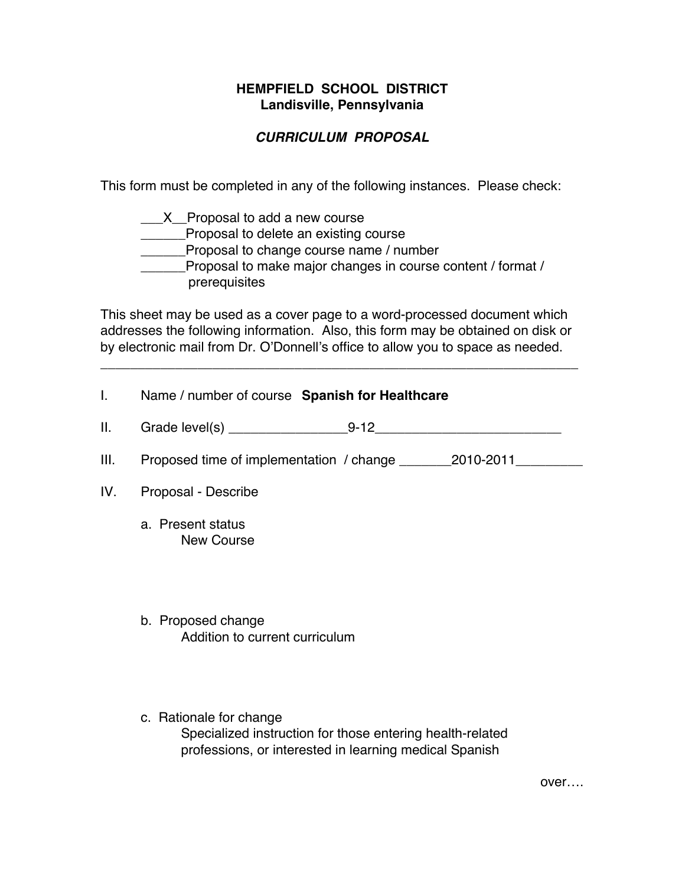**HEMPFIELD SCHOOL DISTRICT**
**Landisville, Pennsylvania**

***CURRICULUM PROPOSAL***

This form must be completed in any of the following instances. Please check:

___X__Proposal to add a new course
______Proposal to delete an existing course
______Proposal to change course name / number
______Proposal to make major changes in course content / format / prerequisites

This sheet may be used as a cover page to a word-processed document which addresses the following information. Also, this form may be obtained on disk or by electronic mail from Dr. O'Donnell's office to allow you to space as needed.

---

I. Name / number of course **Spanish for Healthcare**

II. Grade level(s) ________________9-12__________________________

III. Proposed time of implementation / change _______2010-2011_________

IV. Proposal - Describe

a. Present status
New Course

b. Proposed change
Addition to current curriculum

c. Rationale for change
Specialized instruction for those entering health-related professions, or interested in learning medical Spanish

over….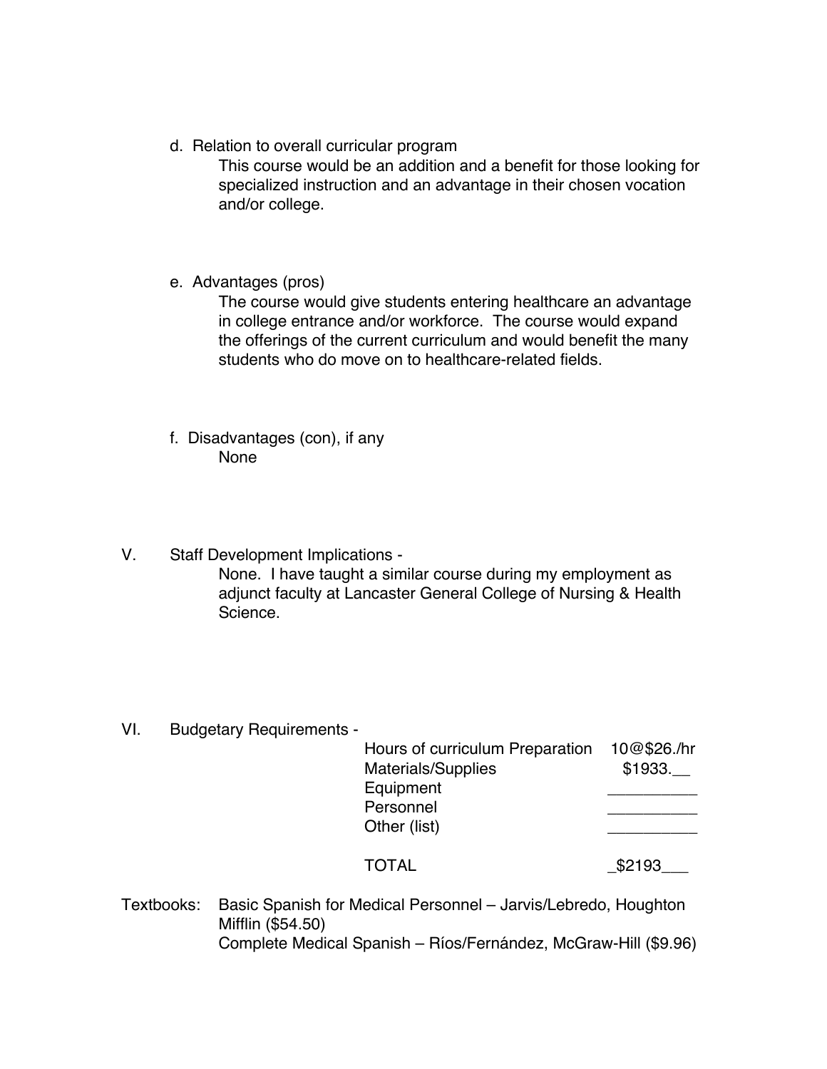d. Relation to overall curricular program

This course would be an addition and a benefit for those looking for specialized instruction and an advantage in their chosen vocation and/or college.

e. Advantages (pros)

The course would give students entering healthcare an advantage in college entrance and/or workforce. The course would expand the offerings of the current curriculum and would benefit the many students who do move on to healthcare-related fields.

f. Disadvantages (con), if any

None

## V. Staff Development Implications -

None. I have taught a similar course during my employment as adjunct faculty at Lancaster General College of Nursing & Health Science.

## VI. Budgetary Requirements -

| | |
|---|---|
| Hours of curriculum Preparation | 10@$26./hr |
| Materials/Supplies | $1933.__ |
| Equipment | __________ |
| Personnel | __________ |
| Other (list) | __________ |
| TOTAL | _$2193___ |

Textbooks: Basic Spanish for Medical Personnel – Jarvis/Lebredo, Houghton Mifflin ($54.50)
Complete Medical Spanish – Ríos/Fernández, McGraw-Hill ($9.96)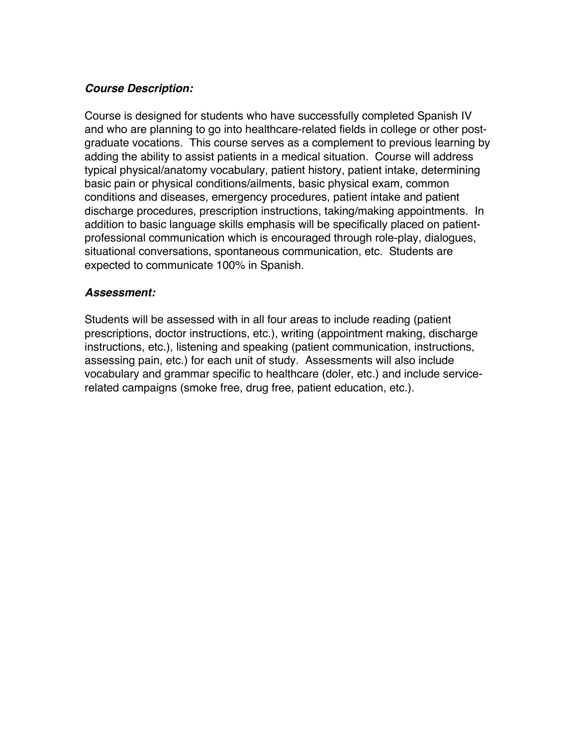### ***Course Description:***

Course is designed for students who have successfully completed Spanish IV and who are planning to go into healthcare-related fields in college or other post-graduate vocations. This course serves as a complement to previous learning by adding the ability to assist patients in a medical situation. Course will address typical physical/anatomy vocabulary, patient history, patient intake, determining basic pain or physical conditions/ailments, basic physical exam, common conditions and diseases, emergency procedures, patient intake and patient discharge procedures, prescription instructions, taking/making appointments. In addition to basic language skills emphasis will be specifically placed on patient-professional communication which is encouraged through role-play, dialogues, situational conversations, spontaneous communication, etc. Students are expected to communicate 100% in Spanish.

### ***Assessment:***

Students will be assessed with in all four areas to include reading (patient prescriptions, doctor instructions, etc.), writing (appointment making, discharge instructions, etc.), listening and speaking (patient communication, instructions, assessing pain, etc.) for each unit of study. Assessments will also include vocabulary and grammar specific to healthcare (doler, etc.) and include service-related campaigns (smoke free, drug free, patient education, etc.).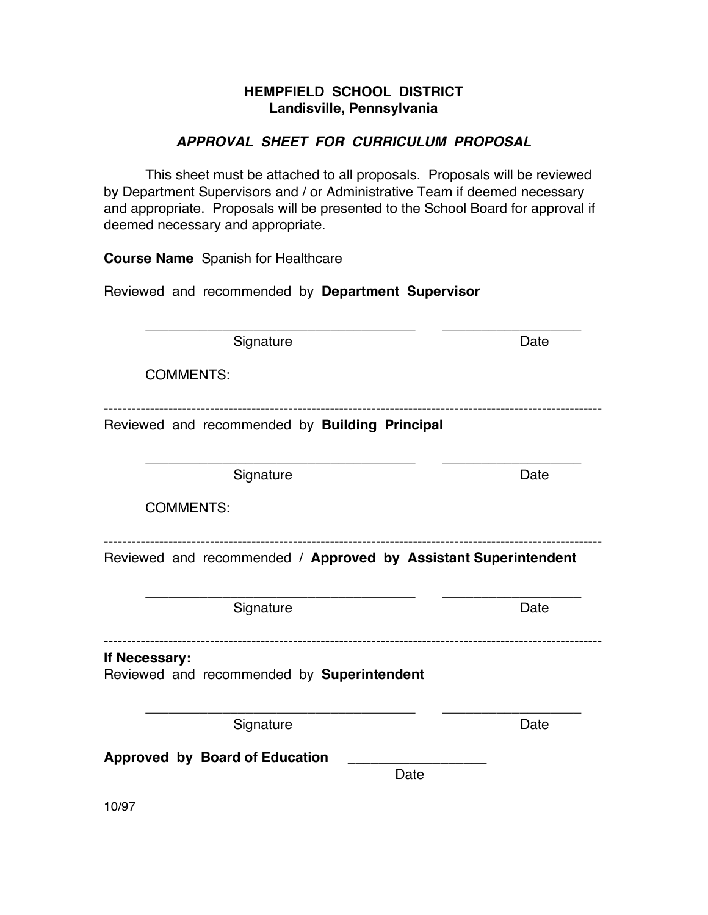**HEMPFIELD SCHOOL DISTRICT**
**Landisville, Pennsylvania**

***APPROVAL SHEET FOR CURRICULUM PROPOSAL***

This sheet must be attached to all proposals. Proposals will be reviewed by Department Supervisors and / or Administrative Team if deemed necessary and appropriate. Proposals will be presented to the School Board for approval if deemed necessary and appropriate.

**Course Name** Spanish for Healthcare

Reviewed and recommended by **Department Supervisor**

\_\_\_\_\_\_\_\_\_\_\_\_\_\_\_\_\_\_\_\_\_\_\_\_\_\_\_\_\_\_\_\_\_\_\_ \_\_\_\_\_\_\_\_\_\_\_\_\_\_\_\_\_\_
Signature Date

COMMENTS:

---

Reviewed and recommended by **Building Principal**

\_\_\_\_\_\_\_\_\_\_\_\_\_\_\_\_\_\_\_\_\_\_\_\_\_\_\_\_\_\_\_\_\_\_\_ \_\_\_\_\_\_\_\_\_\_\_\_\_\_\_\_\_\_
Signature Date

COMMENTS:

---

Reviewed and recommended / **Approved by Assistant Superintendent**

\_\_\_\_\_\_\_\_\_\_\_\_\_\_\_\_\_\_\_\_\_\_\_\_\_\_\_\_\_\_\_\_\_\_\_ \_\_\_\_\_\_\_\_\_\_\_\_\_\_\_\_\_\_
Signature Date

---

**If Necessary:**
Reviewed and recommended by **Superintendent**

\_\_\_\_\_\_\_\_\_\_\_\_\_\_\_\_\_\_\_\_\_\_\_\_\_\_\_\_\_\_\_\_\_\_\_ \_\_\_\_\_\_\_\_\_\_\_\_\_\_\_\_\_\_
Signature Date

**Approved by Board of Education** \_\_\_\_\_\_\_\_\_\_\_\_\_\_\_\_\_\_
Date

10/97